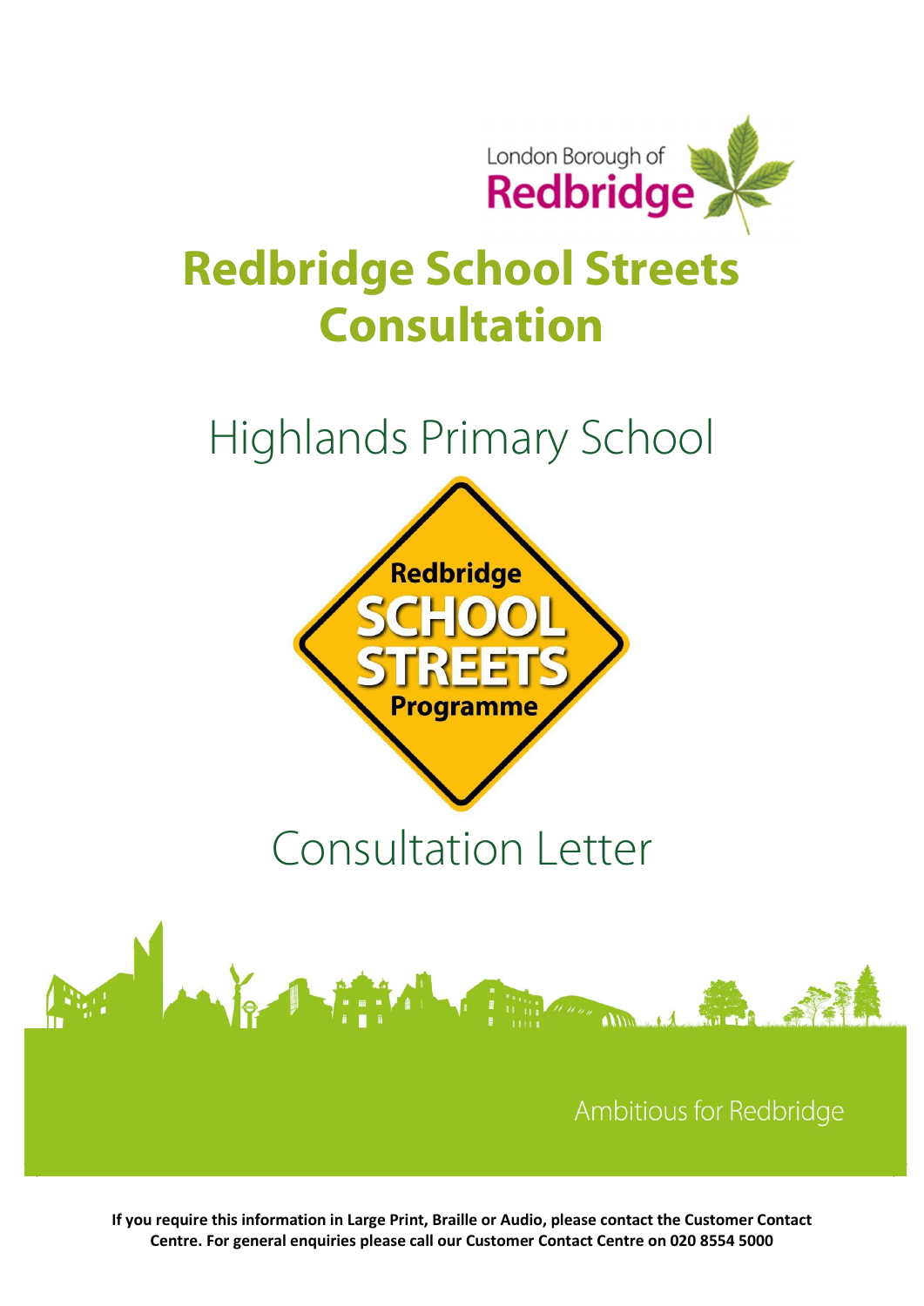London Borough of Redbridge

# Redbridge School Streets Consultation

## Highlands Primary School

Redbridge SCHOOL STREETS Programme

## Consultation Letter

Ambitious for Redbridge

**If you require this information in Large Print, Braille or Audio, please contact the Customer Contact Centre. For general enquiries please call our Customer Contact Centre on 020 8554 5000**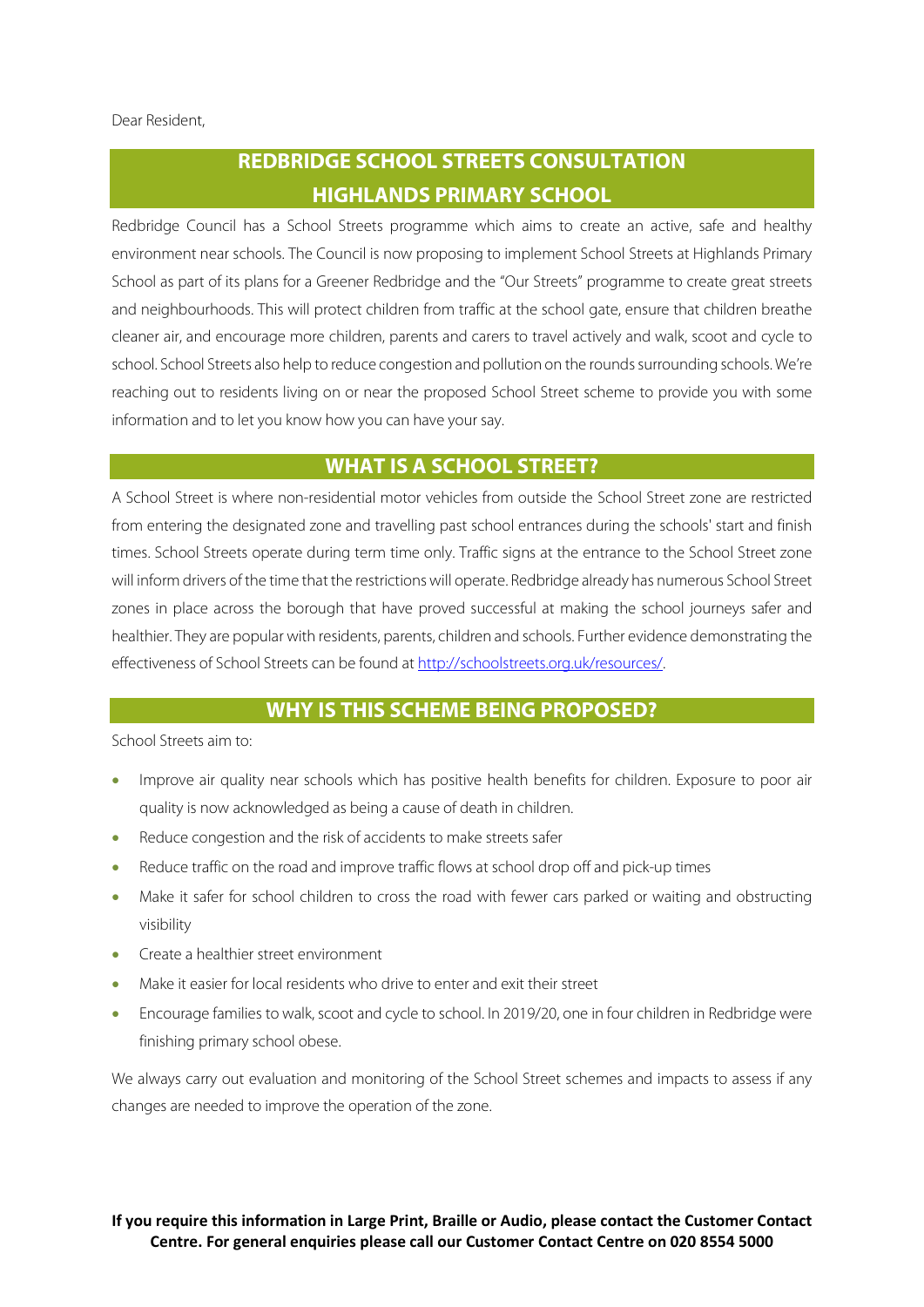Dear Resident,

## REDBRIDGE SCHOOL STREETS CONSULTATION HIGHLANDS PRIMARY SCHOOL

Redbridge Council has a School Streets programme which aims to create an active, safe and healthy environment near schools. The Council is now proposing to implement School Streets at Highlands Primary School as part of its plans for a Greener Redbridge and the "Our Streets" programme to create great streets and neighbourhoods. This will protect children from traffic at the school gate, ensure that children breathe cleaner air, and encourage more children, parents and carers to travel actively and walk, scoot and cycle to school. School Streets also help to reduce congestion and pollution on the rounds surrounding schools. We're reaching out to residents living on or near the proposed School Street scheme to provide you with some information and to let you know how you can have your say.

## WHAT IS A SCHOOL STREET?

A School Street is where non-residential motor vehicles from outside the School Street zone are restricted from entering the designated zone and travelling past school entrances during the schools' start and finish times. School Streets operate during term time only. Traffic signs at the entrance to the School Street zone will inform drivers of the time that the restrictions will operate. Redbridge already has numerous School Street zones in place across the borough that have proved successful at making the school journeys safer and healthier. They are popular with residents, parents, children and schools. Further evidence demonstrating the effectiveness of School Streets can be found at [http://schoolstreets.org.uk/resources/](http://schoolstreets.org.uk/resources/).

## WHY IS THIS SCHEME BEING PROPOSED?

School Streets aim to:

- Improve air quality near schools which has positive health benefits for children. Exposure to poor air quality is now acknowledged as being a cause of death in children.
- Reduce congestion and the risk of accidents to make streets safer
- Reduce traffic on the road and improve traffic flows at school drop off and pick-up times
- Make it safer for school children to cross the road with fewer cars parked or waiting and obstructing visibility
- Create a healthier street environment
- Make it easier for local residents who drive to enter and exit their street
- Encourage families to walk, scoot and cycle to school. In 2019/20, one in four children in Redbridge were finishing primary school obese.

We always carry out evaluation and monitoring of the School Street schemes and impacts to assess if any changes are needed to improve the operation of the zone.

**If you require this information in Large Print, Braille or Audio, please contact the Customer Contact Centre. For general enquiries please call our Customer Contact Centre on 020 8554 5000**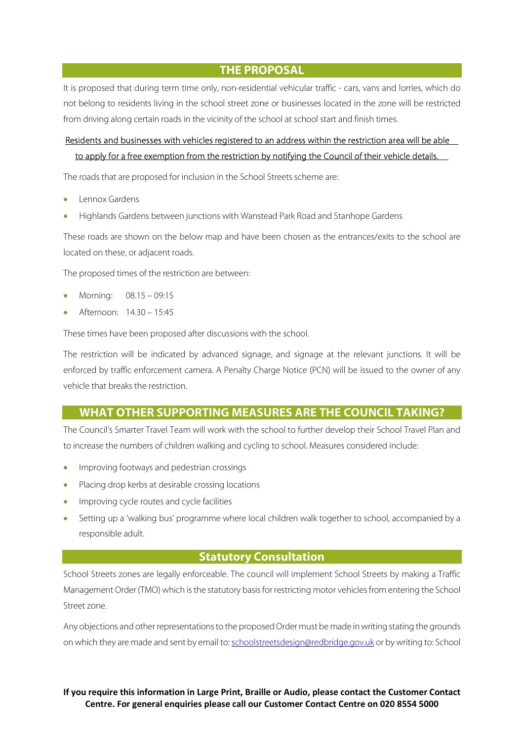## THE PROPOSAL

It is proposed that during term time only, non-residential vehicular traffic - cars, vans and lorries, which do not belong to residents living in the school street zone or businesses located in the zone will be restricted from driving along certain roads in the vicinity of the school at school start and finish times.

Residents and businesses with vehicles registered to an address within the restriction area will be able to apply for a free exemption from the restriction by notifying the Council of their vehicle details.

The roads that are proposed for inclusion in the School Streets scheme are:

- Lennox Gardens
- Highlands Gardens between junctions with Wanstead Park Road and Stanhope Gardens

These roads are shown on the below map and have been chosen as the entrances/exits to the school are located on these, or adjacent roads.

The proposed times of the restriction are between:

- Morning: 08.15 – 09:15
- Afternoon: 14.30 – 15:45

These times have been proposed after discussions with the school.

The restriction will be indicated by advanced signage, and signage at the relevant junctions. It will be enforced by traffic enforcement camera. A Penalty Charge Notice (PCN) will be issued to the owner of any vehicle that breaks the restriction.

## WHAT OTHER SUPPORTING MEASURES ARE THE COUNCIL TAKING?

The Council's Smarter Travel Team will work with the school to further develop their School Travel Plan and to increase the numbers of children walking and cycling to school. Measures considered include:

- Improving footways and pedestrian crossings
- Placing drop kerbs at desirable crossing locations
- Improving cycle routes and cycle facilities
- Setting up a 'walking bus' programme where local children walk together to school, accompanied by a responsible adult.

## Statutory Consultation

School Streets zones are legally enforceable. The council will implement School Streets by making a Traffic Management Order (TMO) which is the statutory basis for restricting motor vehicles from entering the School Street zone.

Any objections and other representations to the proposed Order must be made in writing stating the grounds on which they are made and sent by email to: schoolstreetsdesign@redbridge.gov.uk or by writing to: School

**If you require this information in Large Print, Braille or Audio, please contact the Customer Contact Centre. For general enquiries please call our Customer Contact Centre on 020 8554 5000**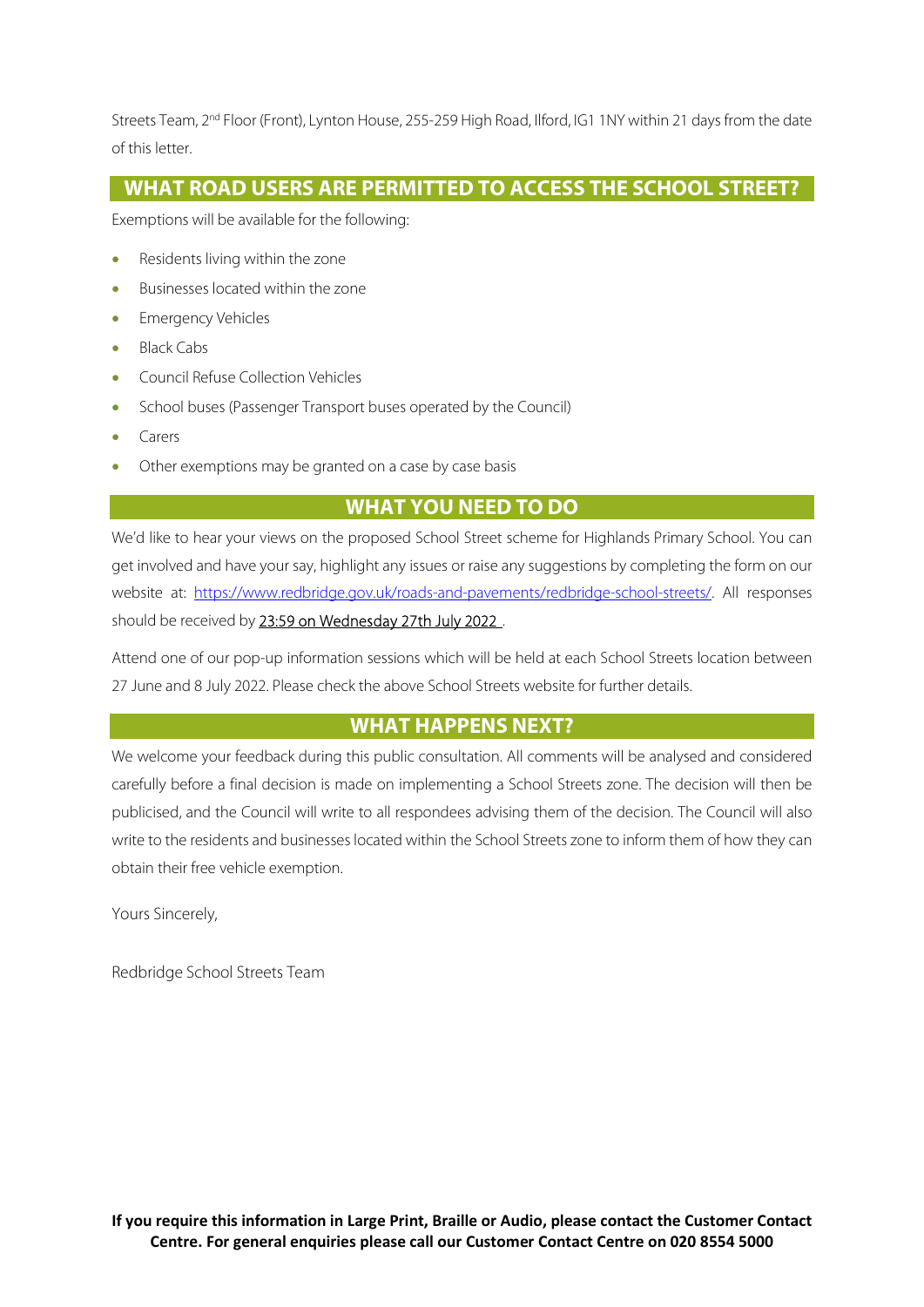Streets Team, 2nd Floor (Front), Lynton House, 255-259 High Road, Ilford, IG1 1NY within 21 days from the date of this letter.

## WHAT ROAD USERS ARE PERMITTED TO ACCESS THE SCHOOL STREET?

Exemptions will be available for the following:

- Residents living within the zone
- Businesses located within the zone
- Emergency Vehicles
- Black Cabs
- Council Refuse Collection Vehicles
- School buses (Passenger Transport buses operated by the Council)
- Carers
- Other exemptions may be granted on a case by case basis

## WHAT YOU NEED TO DO

We'd like to hear your views on the proposed School Street scheme for Highlands Primary School. You can get involved and have your say, highlight any issues or raise any suggestions by completing the form on our website at: [https://www.redbridge.gov.uk/roads-and-pavements/redbridge-school-streets/](https://www.redbridge.gov.uk/roads-and-pavements/redbridge-school-streets/). All responses should be received by 23:59 on Wednesday 27th July 2022 .

Attend one of our pop-up information sessions which will be held at each School Streets location between 27 June and 8 July 2022. Please check the above School Streets website for further details.

## WHAT HAPPENS NEXT?

We welcome your feedback during this public consultation. All comments will be analysed and considered carefully before a final decision is made on implementing a School Streets zone. The decision will then be publicised, and the Council will write to all respondees advising them of the decision. The Council will also write to the residents and businesses located within the School Streets zone to inform them of how they can obtain their free vehicle exemption.

Yours Sincerely,

Redbridge School Streets Team

**If you require this information in Large Print, Braille or Audio, please contact the Customer Contact Centre. For general enquiries please call our Customer Contact Centre on 020 8554 5000**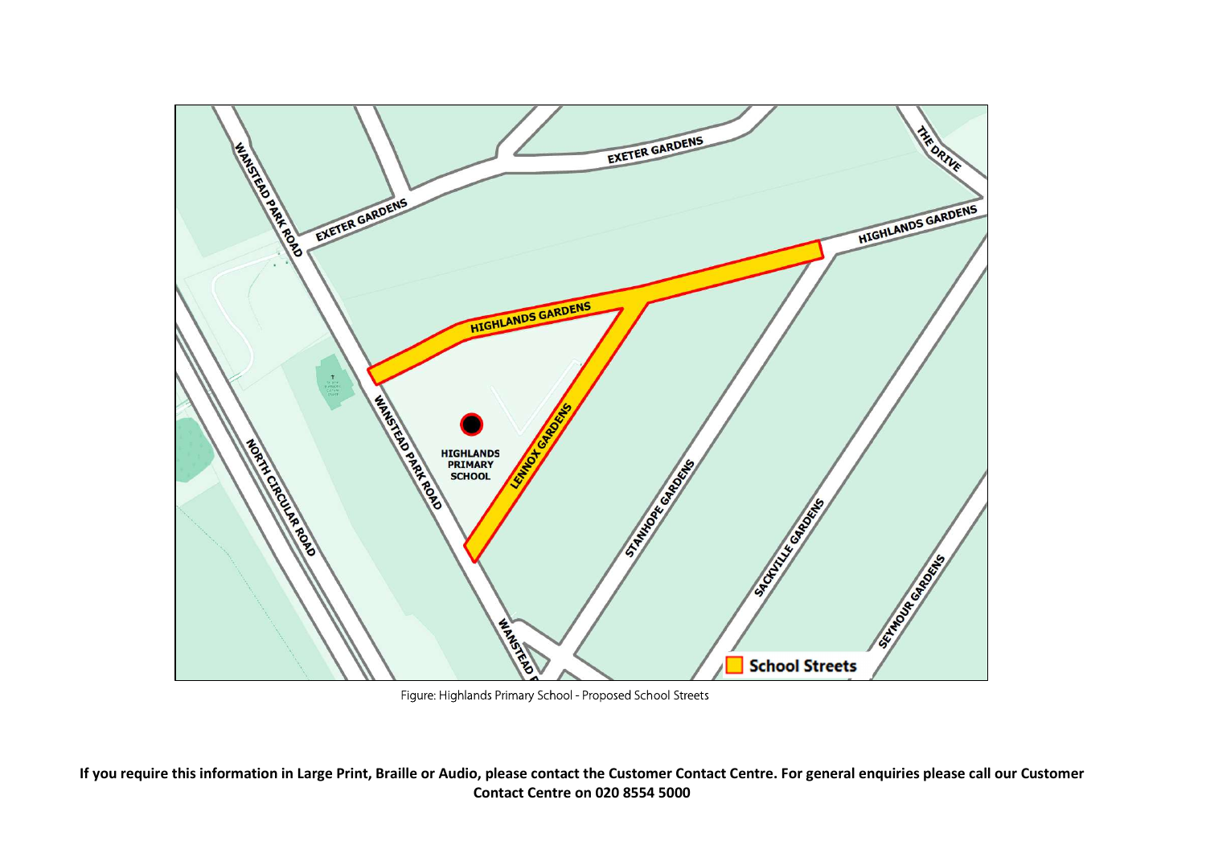WANSTEAD PARK ROAD

EXETER GARDENS

EXETER GARDENS

THE DRIVE

HIGHLANDS GARDENS

HIGHLANDS GARDENS

HIGHLANDS PRIMARY SCHOOL

LENNOX GARDENS

WANSTEAD PARK ROAD

NORTH CIRCULAR ROAD

STANHOPE GARDENS

SACKVILLE GARDENS

SEYMOUR GARDENS

WANSTEAD P

School Streets

Figure: Highlands Primary School - Proposed School Streets

**If you require this information in Large Print, Braille or Audio, please contact the Customer Contact Centre. For general enquiries please call our Customer Contact Centre on 020 8554 5000**